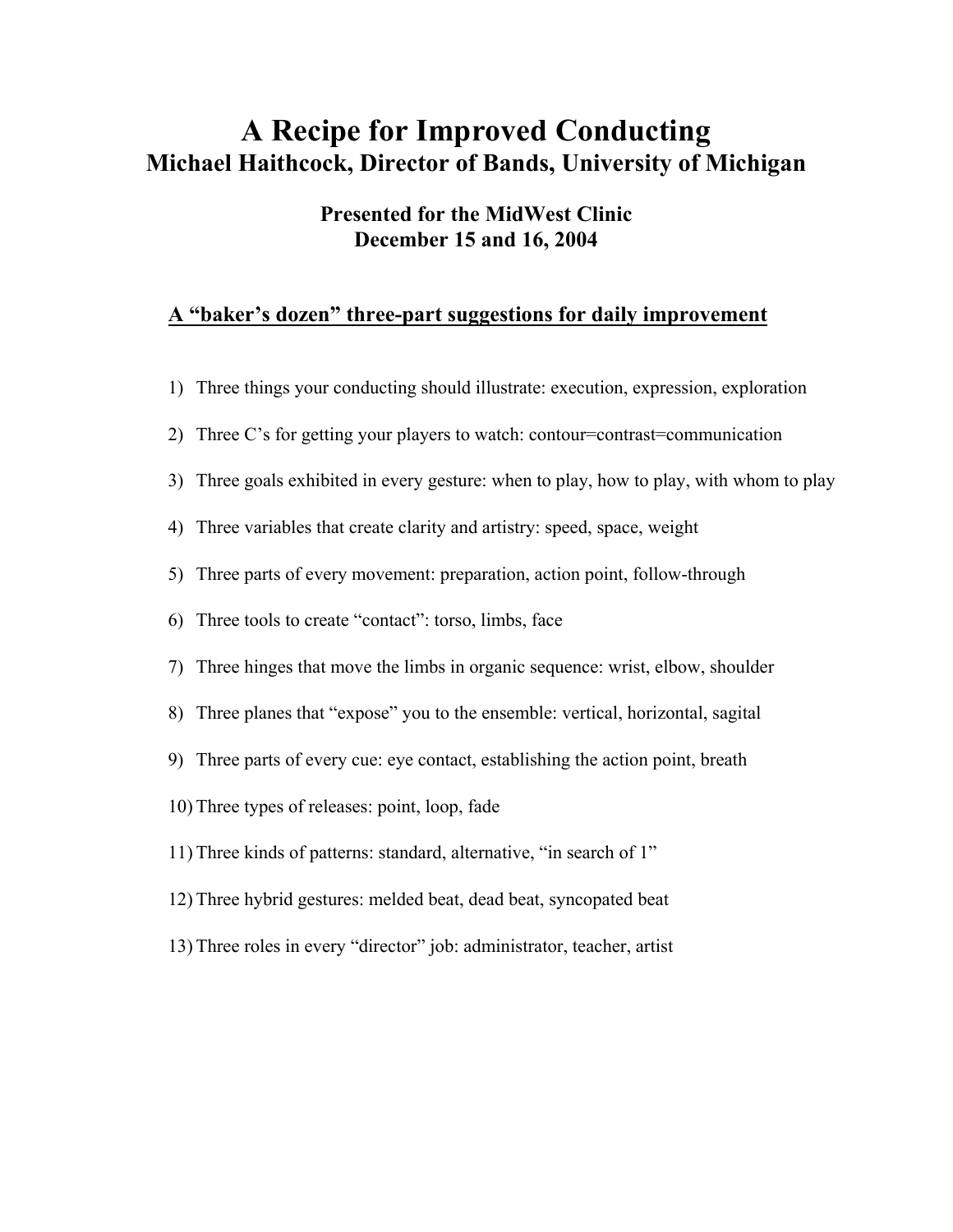# A Recipe for Improved Conducting

## Michael Haithcock, Director of Bands, University of Michigan

### Presented for the MidWest Clinic
### December 15 and 16, 2004

**A "baker's dozen" three-part suggestions for daily improvement**

1) Three things your conducting should illustrate: execution, expression, exploration
2) Three C's for getting your players to watch: contour=contrast=communication
3) Three goals exhibited in every gesture: when to play, how to play, with whom to play
4) Three variables that create clarity and artistry: speed, space, weight
5) Three parts of every movement: preparation, action point, follow-through
6) Three tools to create "contact": torso, limbs, face
7) Three hinges that move the limbs in organic sequence: wrist, elbow, shoulder
8) Three planes that "expose" you to the ensemble: vertical, horizontal, sagital
9) Three parts of every cue: eye contact, establishing the action point, breath
10) Three types of releases: point, loop, fade
11) Three kinds of patterns: standard, alternative, "in search of 1"
12) Three hybrid gestures: melded beat, dead beat, syncopated beat
13) Three roles in every "director" job: administrator, teacher, artist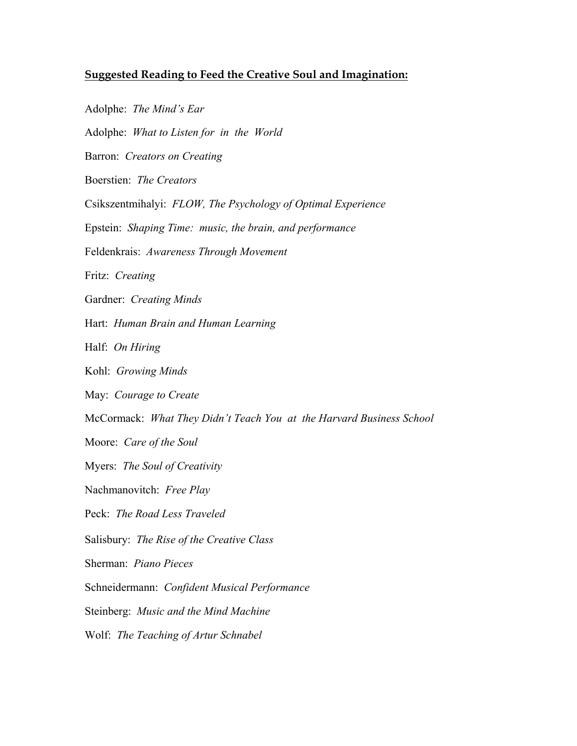**Suggested Reading to Feed the Creative Soul and Imagination:**

Adolphe: *The Mind's Ear*

Adolphe: *What to Listen for in the World*

Barron: *Creators on Creating*

Boerstien: *The Creators*

Csikszentmihalyi: *FLOW, The Psychology of Optimal Experience*

Epstein: *Shaping Time: music, the brain, and performance*

Feldenkrais: *Awareness Through Movement*

Fritz: *Creating*

Gardner: *Creating Minds*

Hart: *Human Brain and Human Learning*

Half: *On Hiring*

Kohl: *Growing Minds*

May: *Courage to Create*

McCormack: *What They Didn't Teach You at the Harvard Business School*

Moore: *Care of the Soul*

Myers: *The Soul of Creativity*

Nachmanovitch: *Free Play*

Peck: *The Road Less Traveled*

Salisbury: *The Rise of the Creative Class*

Sherman: *Piano Pieces*

Schneidermann: *Confident Musical Performance*

Steinberg: *Music and the Mind Machine*

Wolf: *The Teaching of Artur Schnabel*